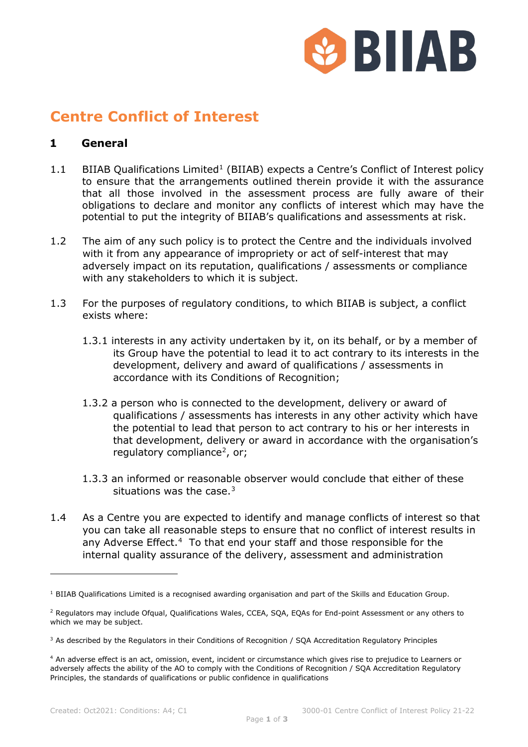# Centre Conflict of Interest

## 1 General

1.1 BIIAB Qualifications Limited[1] (BIIAB) expects a Centre's Conflict of Interest policy to ensure that the arrangements outlined therein provide it with the assurance that all those involved in the assessment process are fully aware of their obligations to declare and monitor any conflicts of interest which may have the potential to put the integrity of BIIAB's qualifications and assessments at risk.

1.2 The aim of any such policy is to protect the Centre and the individuals involved with it from any appearance of impropriety or act of self-interest that may adversely impact on its reputation, qualifications / assessments or compliance with any stakeholders to which it is subject.

1.3 For the purposes of regulatory conditions, to which BIIAB is subject, a conflict exists where:

1.3.1 interests in any activity undertaken by it, on its behalf, or by a member of its Group have the potential to lead it to act contrary to its interests in the development, delivery and award of qualifications / assessments in accordance with its Conditions of Recognition;

1.3.2 a person who is connected to the development, delivery or award of qualifications / assessments has interests in any other activity which have the potential to lead that person to act contrary to his or her interests in that development, delivery or award in accordance with the organisation's regulatory compliance[2], or;

1.3.3 an informed or reasonable observer would conclude that either of these situations was the case.[3]

1.4 As a Centre you are expected to identify and manage conflicts of interest so that you can take all reasonable steps to ensure that no conflict of interest results in any Adverse Effect.[4] To that end your staff and those responsible for the internal quality assurance of the delivery, assessment and administration

---

[1] BIIAB Qualifications Limited is a recognised awarding organisation and part of the Skills and Education Group.

[2] Regulators may include Ofqual, Qualifications Wales, CCEA, SQA, EQAs for End-point Assessment or any others to which we may be subject.

[3] As described by the Regulators in their Conditions of Recognition / SQA Accreditation Regulatory Principles

[4] An adverse effect is an act, omission, event, incident or circumstance which gives rise to prejudice to Learners or adversely affects the ability of the AO to comply with the Conditions of Recognition / SQA Accreditation Regulatory Principles, the standards of qualifications or public confidence in qualifications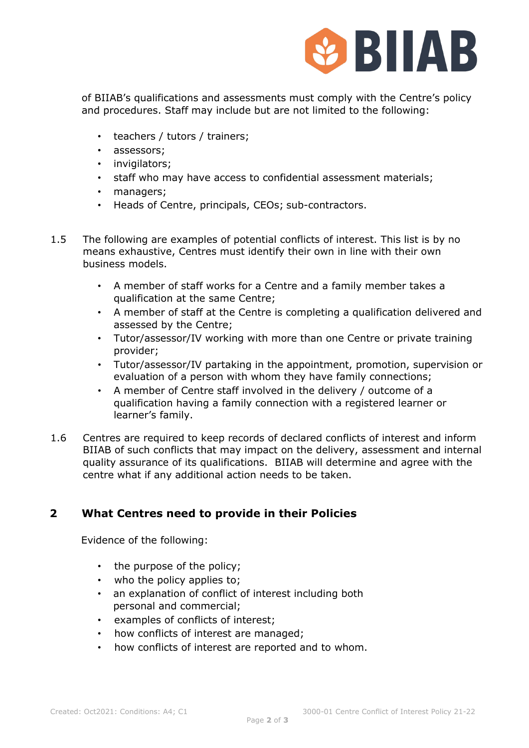of BIIAB's qualifications and assessments must comply with the Centre's policy and procedures. Staff may include but are not limited to the following:

- teachers / tutors / trainers;
- assessors;
- invigilators;
- staff who may have access to confidential assessment materials;
- managers;
- Heads of Centre, principals, CEOs; sub-contractors.

1.5 The following are examples of potential conflicts of interest. This list is by no means exhaustive, Centres must identify their own in line with their own business models.

- A member of staff works for a Centre and a family member takes a qualification at the same Centre;
- A member of staff at the Centre is completing a qualification delivered and assessed by the Centre;
- Tutor/assessor/IV working with more than one Centre or private training provider;
- Tutor/assessor/IV partaking in the appointment, promotion, supervision or evaluation of a person with whom they have family connections;
- A member of Centre staff involved in the delivery / outcome of a qualification having a family connection with a registered learner or learner's family.

1.6 Centres are required to keep records of declared conflicts of interest and inform BIIAB of such conflicts that may impact on the delivery, assessment and internal quality assurance of its qualifications. BIIAB will determine and agree with the centre what if any additional action needs to be taken.

## 2 What Centres need to provide in their Policies

Evidence of the following:

- the purpose of the policy;
- who the policy applies to;
- an explanation of conflict of interest including both personal and commercial;
- examples of conflicts of interest;
- how conflicts of interest are managed;
- how conflicts of interest are reported and to whom.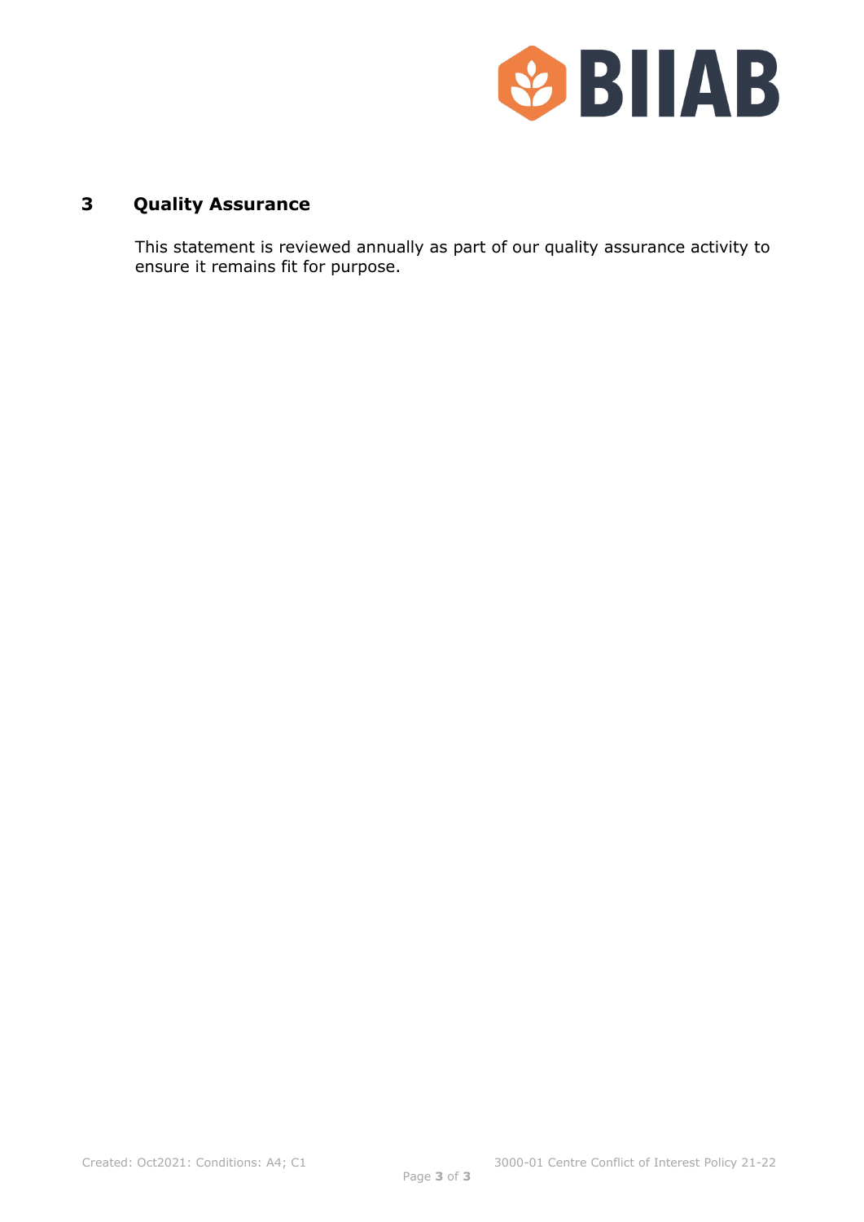## 3 Quality Assurance

This statement is reviewed annually as part of our quality assurance activity to ensure it remains fit for purpose.